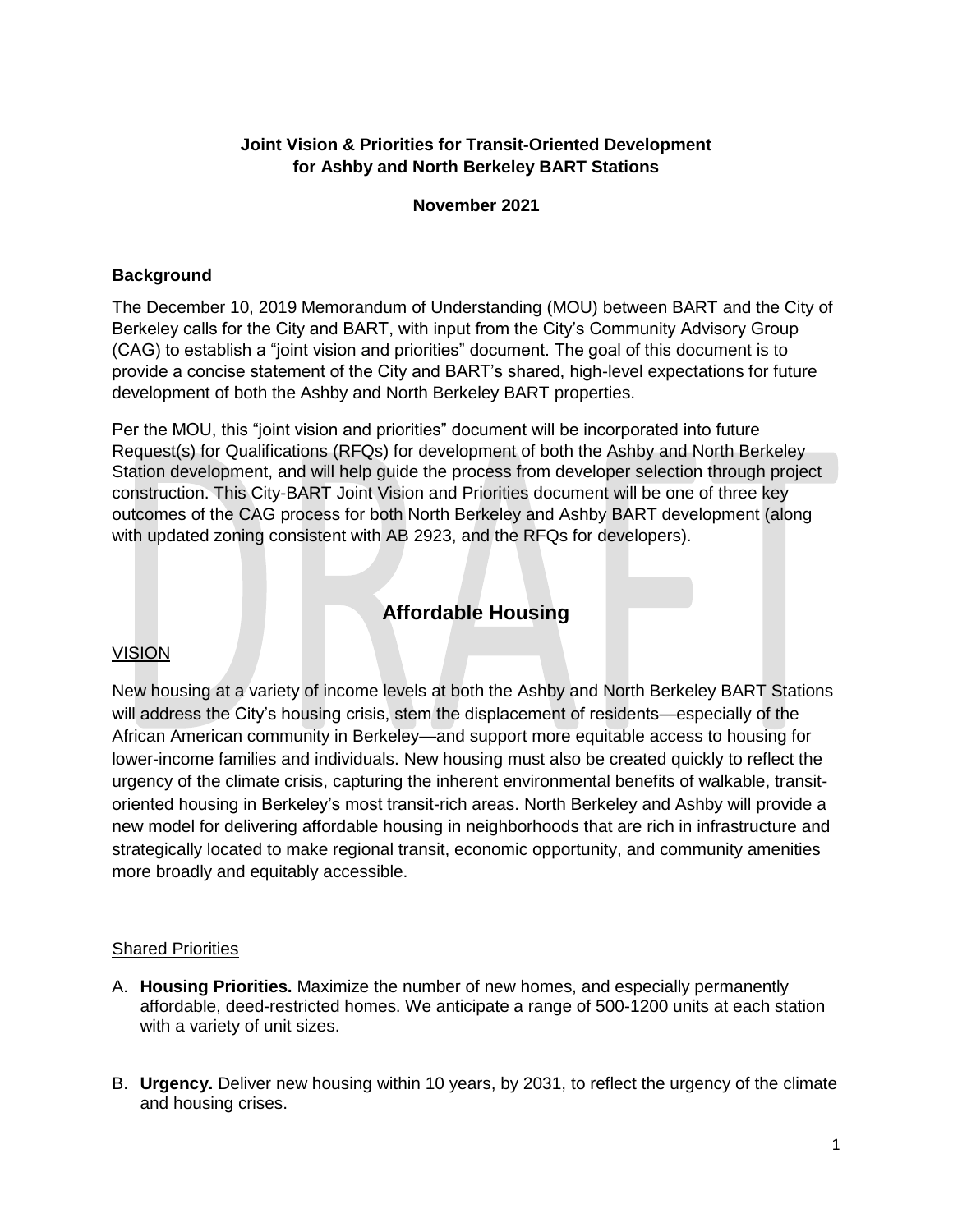**Joint Vision & Priorities for Transit-Oriented Development for Ashby and North Berkeley BART Stations**

**November 2021**

## Background

The December 10, 2019 Memorandum of Understanding (MOU) between BART and the City of Berkeley calls for the City and BART, with input from the City's Community Advisory Group (CAG) to establish a "joint vision and priorities" document. The goal of this document is to provide a concise statement of the City and BART's shared, high-level expectations for future development of both the Ashby and North Berkeley BART properties.

Per the MOU, this "joint vision and priorities" document will be incorporated into future Request(s) for Qualifications (RFQs) for development of both the Ashby and North Berkeley Station development, and will help guide the process from developer selection through project construction. This City-BART Joint Vision and Priorities document will be one of three key outcomes of the CAG process for both North Berkeley and Ashby BART development (along with updated zoning consistent with AB 2923, and the RFQs for developers).

## Affordable Housing

### VISION

New housing at a variety of income levels at both the Ashby and North Berkeley BART Stations will address the City's housing crisis, stem the displacement of residents—especially of the African American community in Berkeley—and support more equitable access to housing for lower-income families and individuals. New housing must also be created quickly to reflect the urgency of the climate crisis, capturing the inherent environmental benefits of walkable, transit-oriented housing in Berkeley's most transit-rich areas. North Berkeley and Ashby will provide a new model for delivering affordable housing in neighborhoods that are rich in infrastructure and strategically located to make regional transit, economic opportunity, and community amenities more broadly and equitably accessible.

### Shared Priorities

A. **Housing Priorities.** Maximize the number of new homes, and especially permanently affordable, deed-restricted homes. We anticipate a range of 500-1200 units at each station with a variety of unit sizes.

B. **Urgency.** Deliver new housing within 10 years, by 2031, to reflect the urgency of the climate and housing crises.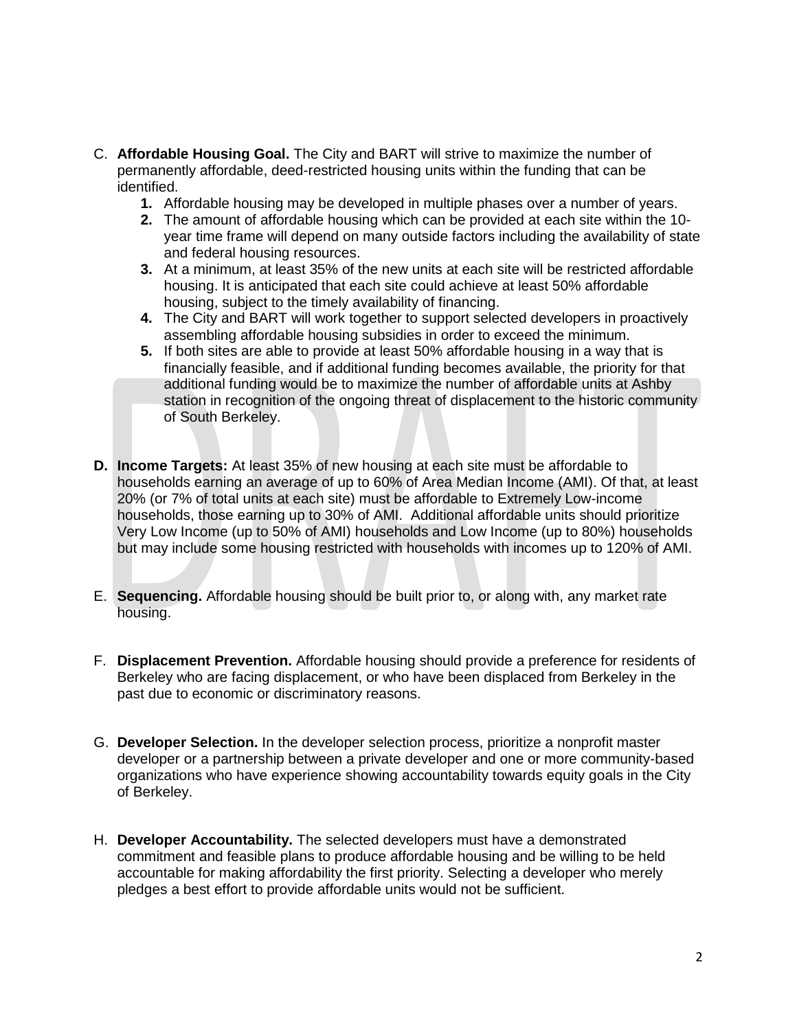C. **Affordable Housing Goal.** The City and BART will strive to maximize the number of permanently affordable, deed-restricted housing units within the funding that can be identified.

   1. Affordable housing may be developed in multiple phases over a number of years.
   2. The amount of affordable housing which can be provided at each site within the 10-year time frame will depend on many outside factors including the availability of state and federal housing resources.
   3. At a minimum, at least 35% of the new units at each site will be restricted affordable housing. It is anticipated that each site could achieve at least 50% affordable housing, subject to the timely availability of financing.
   4. The City and BART will work together to support selected developers in proactively assembling affordable housing subsidies in order to exceed the minimum.
   5. If both sites are able to provide at least 50% affordable housing in a way that is financially feasible, and if additional funding becomes available, the priority for that additional funding would be to maximize the number of affordable units at Ashby station in recognition of the ongoing threat of displacement to the historic community of South Berkeley.

**D. Income Targets:** At least 35% of new housing at each site must be affordable to households earning an average of up to 60% of Area Median Income (AMI). Of that, at least 20% (or 7% of total units at each site) must be affordable to Extremely Low-income households, those earning up to 30% of AMI. Additional affordable units should prioritize Very Low Income (up to 50% of AMI) households and Low Income (up to 80%) households but may include some housing restricted with households with incomes up to 120% of AMI.

E. **Sequencing.** Affordable housing should be built prior to, or along with, any market rate housing.

F. **Displacement Prevention.** Affordable housing should provide a preference for residents of Berkeley who are facing displacement, or who have been displaced from Berkeley in the past due to economic or discriminatory reasons.

G. **Developer Selection.** In the developer selection process, prioritize a nonprofit master developer or a partnership between a private developer and one or more community-based organizations who have experience showing accountability towards equity goals in the City of Berkeley.

H. **Developer Accountability.** The selected developers must have a demonstrated commitment and feasible plans to produce affordable housing and be willing to be held accountable for making affordability the first priority. Selecting a developer who merely pledges a best effort to provide affordable units would not be sufficient.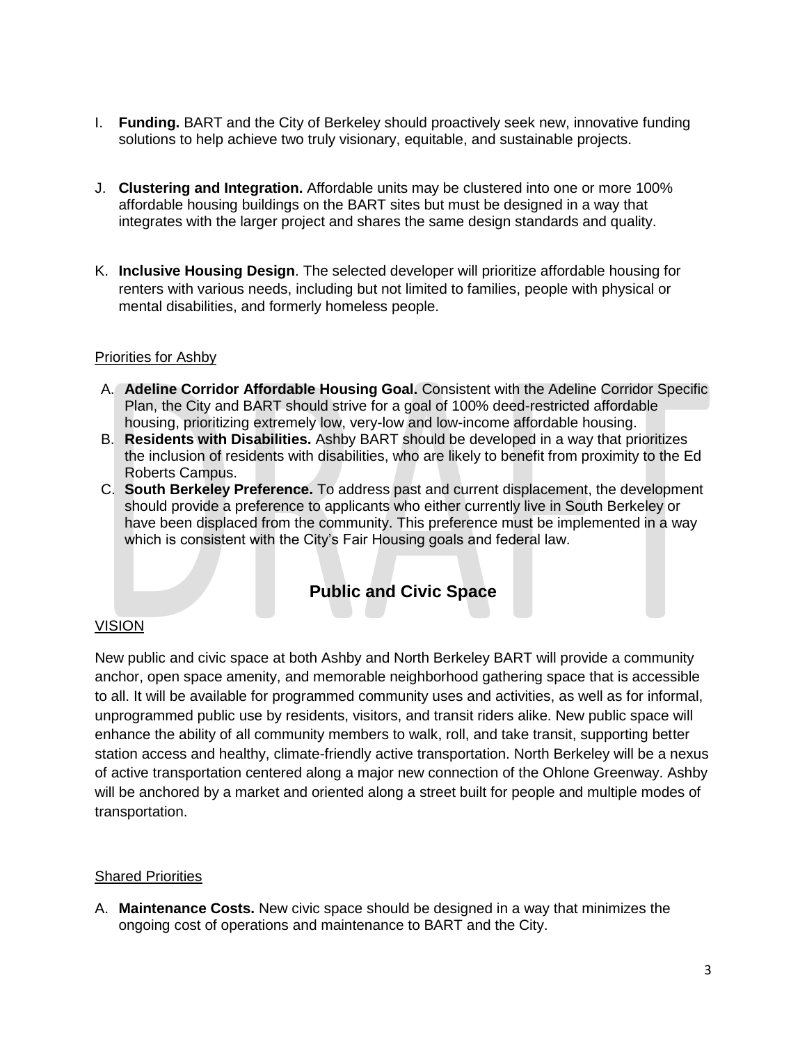I. **Funding.** BART and the City of Berkeley should proactively seek new, innovative funding solutions to help achieve two truly visionary, equitable, and sustainable projects.

J. **Clustering and Integration.** Affordable units may be clustered into one or more 100% affordable housing buildings on the BART sites but must be designed in a way that integrates with the larger project and shares the same design standards and quality.

K. **Inclusive Housing Design**. The selected developer will prioritize affordable housing for renters with various needs, including but not limited to families, people with physical or mental disabilities, and formerly homeless people.

<u>Priorities for Ashby</u>

A. **Adeline Corridor Affordable Housing Goal.** Consistent with the Adeline Corridor Specific Plan, the City and BART should strive for a goal of 100% deed-restricted affordable housing, prioritizing extremely low, very-low and low-income affordable housing.
B. **Residents with Disabilities.** Ashby BART should be developed in a way that prioritizes the inclusion of residents with disabilities, who are likely to benefit from proximity to the Ed Roberts Campus.
C. **South Berkeley Preference.** To address past and current displacement, the development should provide a preference to applicants who either currently live in South Berkeley or have been displaced from the community. This preference must be implemented in a way which is consistent with the City's Fair Housing goals and federal law.

## Public and Civic Space

<u>VISION</u>

New public and civic space at both Ashby and North Berkeley BART will provide a community anchor, open space amenity, and memorable neighborhood gathering space that is accessible to all. It will be available for programmed community uses and activities, as well as for informal, unprogrammed public use by residents, visitors, and transit riders alike. New public space will enhance the ability of all community members to walk, roll, and take transit, supporting better station access and healthy, climate-friendly active transportation. North Berkeley will be a nexus of active transportation centered along a major new connection of the Ohlone Greenway. Ashby will be anchored by a market and oriented along a street built for people and multiple modes of transportation.

<u>Shared Priorities</u>

A. **Maintenance Costs.** New civic space should be designed in a way that minimizes the ongoing cost of operations and maintenance to BART and the City.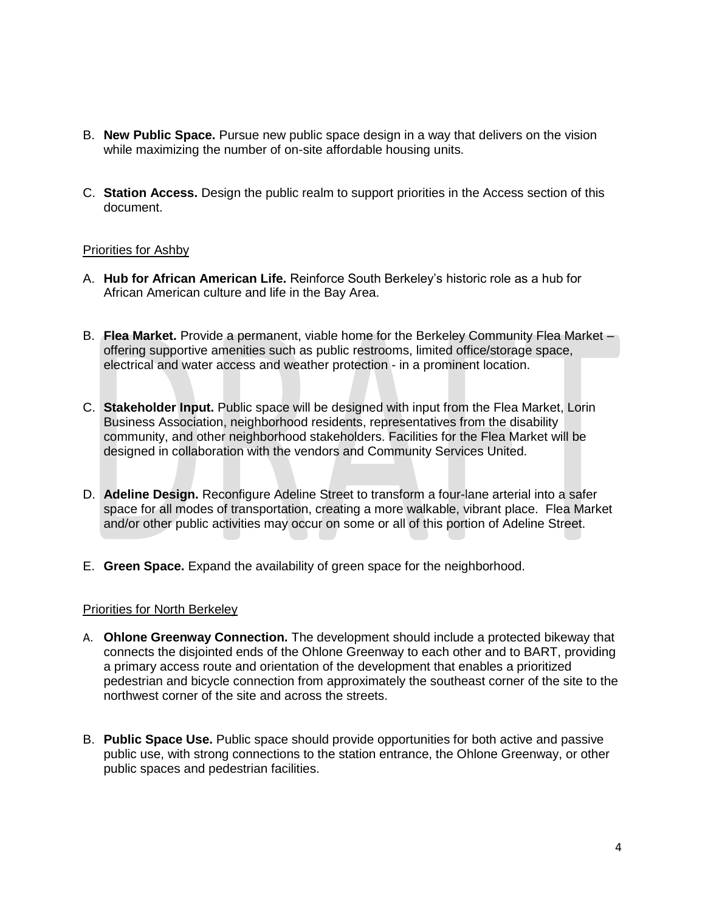B. **New Public Space.** Pursue new public space design in a way that delivers on the vision while maximizing the number of on-site affordable housing units.

C. **Station Access.** Design the public realm to support priorities in the Access section of this document.

Priorities for Ashby

A. **Hub for African American Life.** Reinforce South Berkeley's historic role as a hub for African American culture and life in the Bay Area.

B. **Flea Market.** Provide a permanent, viable home for the Berkeley Community Flea Market – offering supportive amenities such as public restrooms, limited office/storage space, electrical and water access and weather protection - in a prominent location.

C. **Stakeholder Input.** Public space will be designed with input from the Flea Market, Lorin Business Association, neighborhood residents, representatives from the disability community, and other neighborhood stakeholders. Facilities for the Flea Market will be designed in collaboration with the vendors and Community Services United.

D. **Adeline Design.** Reconfigure Adeline Street to transform a four-lane arterial into a safer space for all modes of transportation, creating a more walkable, vibrant place. Flea Market and/or other public activities may occur on some or all of this portion of Adeline Street.

E. **Green Space.** Expand the availability of green space for the neighborhood.

Priorities for North Berkeley

A. **Ohlone Greenway Connection.** The development should include a protected bikeway that connects the disjointed ends of the Ohlone Greenway to each other and to BART, providing a primary access route and orientation of the development that enables a prioritized pedestrian and bicycle connection from approximately the southeast corner of the site to the northwest corner of the site and across the streets.

B. **Public Space Use.** Public space should provide opportunities for both active and passive public use, with strong connections to the station entrance, the Ohlone Greenway, or other public spaces and pedestrian facilities.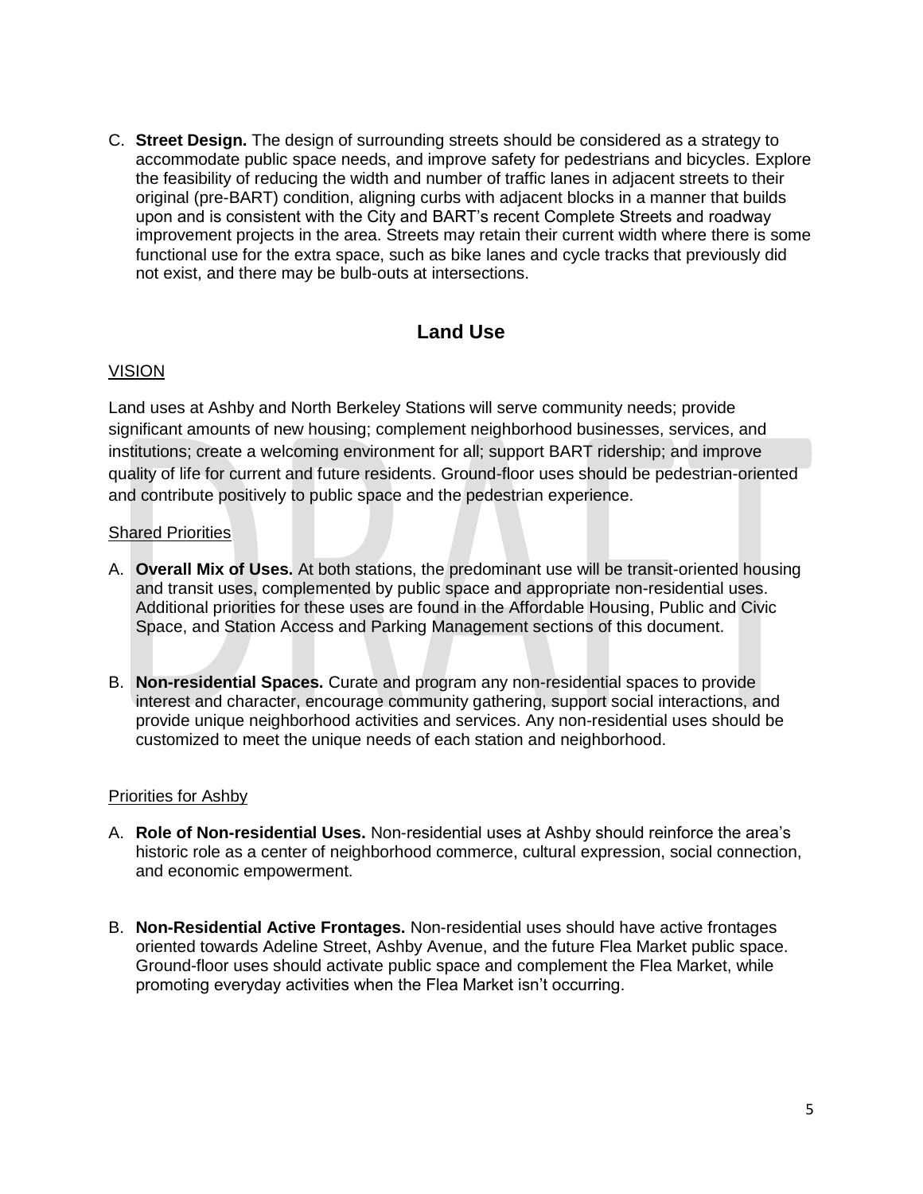C. **Street Design.** The design of surrounding streets should be considered as a strategy to accommodate public space needs, and improve safety for pedestrians and bicycles. Explore the feasibility of reducing the width and number of traffic lanes in adjacent streets to their original (pre-BART) condition, aligning curbs with adjacent blocks in a manner that builds upon and is consistent with the City and BART's recent Complete Streets and roadway improvement projects in the area. Streets may retain their current width where there is some functional use for the extra space, such as bike lanes and cycle tracks that previously did not exist, and there may be bulb-outs at intersections.

## Land Use

VISION

Land uses at Ashby and North Berkeley Stations will serve community needs; provide significant amounts of new housing; complement neighborhood businesses, services, and institutions; create a welcoming environment for all; support BART ridership; and improve quality of life for current and future residents. Ground-floor uses should be pedestrian-oriented and contribute positively to public space and the pedestrian experience.

Shared Priorities

A. **Overall Mix of Uses.** At both stations, the predominant use will be transit-oriented housing and transit uses, complemented by public space and appropriate non-residential uses. Additional priorities for these uses are found in the Affordable Housing, Public and Civic Space, and Station Access and Parking Management sections of this document.

B. **Non-residential Spaces.** Curate and program any non-residential spaces to provide interest and character, encourage community gathering, support social interactions, and provide unique neighborhood activities and services. Any non-residential uses should be customized to meet the unique needs of each station and neighborhood.

Priorities for Ashby

A. **Role of Non-residential Uses.** Non-residential uses at Ashby should reinforce the area's historic role as a center of neighborhood commerce, cultural expression, social connection, and economic empowerment.

B. **Non-Residential Active Frontages.** Non-residential uses should have active frontages oriented towards Adeline Street, Ashby Avenue, and the future Flea Market public space. Ground-floor uses should activate public space and complement the Flea Market, while promoting everyday activities when the Flea Market isn't occurring.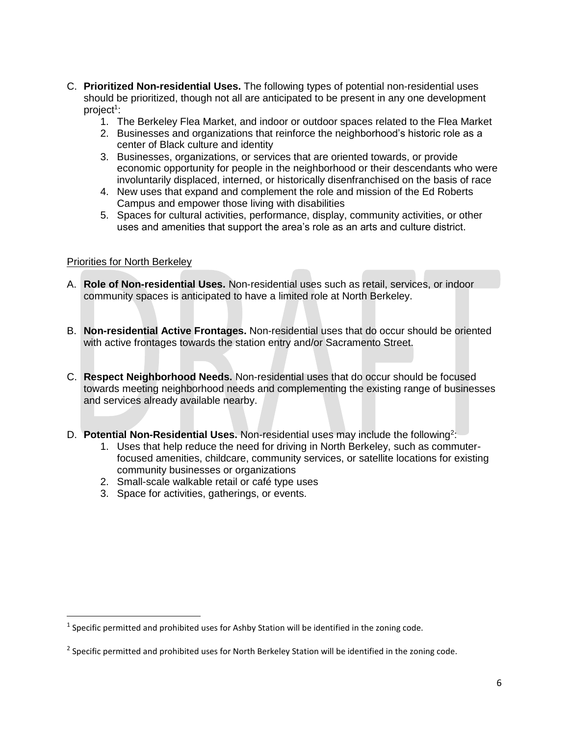C. **Prioritized Non-residential Uses.** The following types of potential non-residential uses should be prioritized, though not all are anticipated to be present in any one development project[1]:
    1. The Berkeley Flea Market, and indoor or outdoor spaces related to the Flea Market
    2. Businesses and organizations that reinforce the neighborhood's historic role as a center of Black culture and identity
    3. Businesses, organizations, or services that are oriented towards, or provide economic opportunity for people in the neighborhood or their descendants who were involuntarily displaced, interned, or historically disenfranchised on the basis of race
    4. New uses that expand and complement the role and mission of the Ed Roberts Campus and empower those living with disabilities
    5. Spaces for cultural activities, performance, display, community activities, or other uses and amenities that support the area's role as an arts and culture district.

Priorities for North Berkeley

A. **Role of Non-residential Uses.** Non-residential uses such as retail, services, or indoor community spaces is anticipated to have a limited role at North Berkeley.

B. **Non-residential Active Frontages.** Non-residential uses that do occur should be oriented with active frontages towards the station entry and/or Sacramento Street.

C. **Respect Neighborhood Needs.** Non-residential uses that do occur should be focused towards meeting neighborhood needs and complementing the existing range of businesses and services already available nearby.

D. **Potential Non-Residential Uses.** Non-residential uses may include the following[2]:
    1. Uses that help reduce the need for driving in North Berkeley, such as commuter-focused amenities, childcare, community services, or satellite locations for existing community businesses or organizations
    2. Small-scale walkable retail or café type uses
    3. Space for activities, gatherings, or events.

[1] Specific permitted and prohibited uses for Ashby Station will be identified in the zoning code.

[2] Specific permitted and prohibited uses for North Berkeley Station will be identified in the zoning code.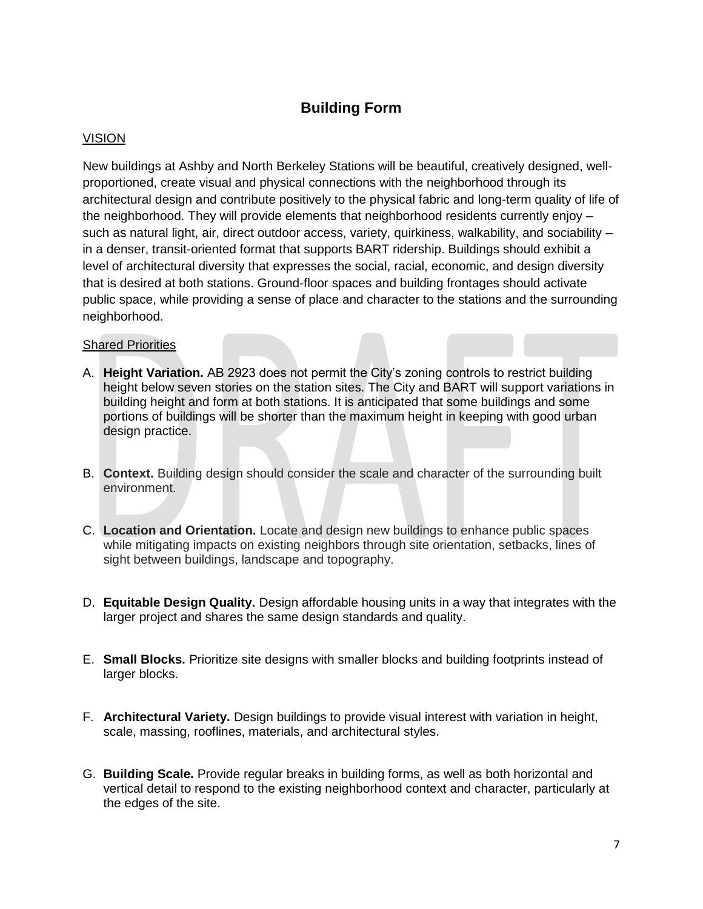# Building Form

VISION

New buildings at Ashby and North Berkeley Stations will be beautiful, creatively designed, well-proportioned, create visual and physical connections with the neighborhood through its architectural design and contribute positively to the physical fabric and long-term quality of life of the neighborhood. They will provide elements that neighborhood residents currently enjoy – such as natural light, air, direct outdoor access, variety, quirkiness, walkability, and sociability – in a denser, transit-oriented format that supports BART ridership. Buildings should exhibit a level of architectural diversity that expresses the social, racial, economic, and design diversity that is desired at both stations. Ground-floor spaces and building frontages should activate public space, while providing a sense of place and character to the stations and the surrounding neighborhood.

Shared Priorities

A. **Height Variation.** AB 2923 does not permit the City's zoning controls to restrict building height below seven stories on the station sites. The City and BART will support variations in building height and form at both stations. It is anticipated that some buildings and some portions of buildings will be shorter than the maximum height in keeping with good urban design practice.

B. **Context.** Building design should consider the scale and character of the surrounding built environment.

C. **Location and Orientation.** Locate and design new buildings to enhance public spaces while mitigating impacts on existing neighbors through site orientation, setbacks, lines of sight between buildings, landscape and topography.

D. **Equitable Design Quality.** Design affordable housing units in a way that integrates with the larger project and shares the same design standards and quality.

E. **Small Blocks.** Prioritize site designs with smaller blocks and building footprints instead of larger blocks.

F. **Architectural Variety.** Design buildings to provide visual interest with variation in height, scale, massing, rooflines, materials, and architectural styles.

G. **Building Scale.** Provide regular breaks in building forms, as well as both horizontal and vertical detail to respond to the existing neighborhood context and character, particularly at the edges of the site.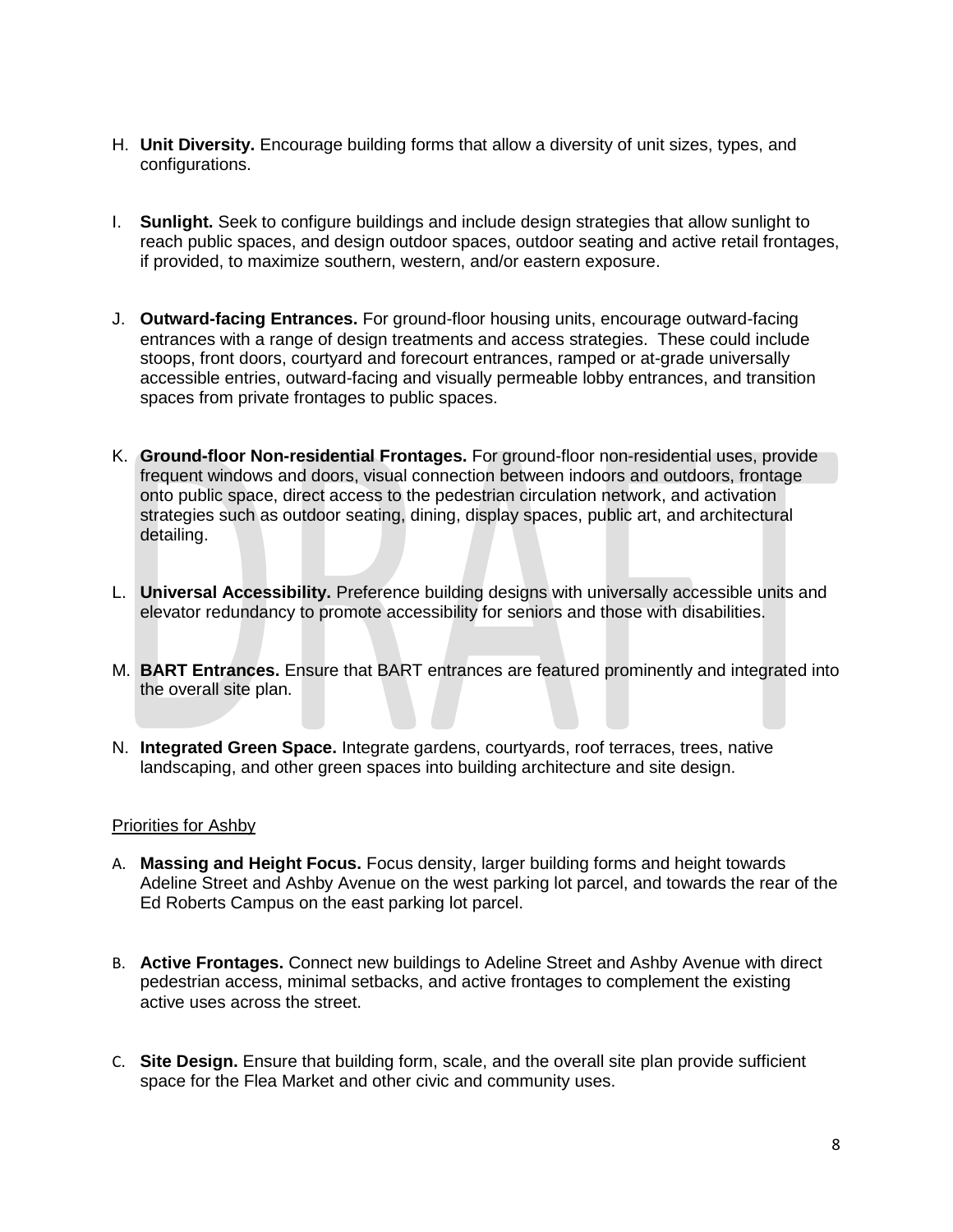H. **Unit Diversity.** Encourage building forms that allow a diversity of unit sizes, types, and configurations.

I. **Sunlight.** Seek to configure buildings and include design strategies that allow sunlight to reach public spaces, and design outdoor spaces, outdoor seating and active retail frontages, if provided, to maximize southern, western, and/or eastern exposure.

J. **Outward-facing Entrances.** For ground-floor housing units, encourage outward-facing entrances with a range of design treatments and access strategies. These could include stoops, front doors, courtyard and forecourt entrances, ramped or at-grade universally accessible entries, outward-facing and visually permeable lobby entrances, and transition spaces from private frontages to public spaces.

K. **Ground-floor Non-residential Frontages.** For ground-floor non-residential uses, provide frequent windows and doors, visual connection between indoors and outdoors, frontage onto public space, direct access to the pedestrian circulation network, and activation strategies such as outdoor seating, dining, display spaces, public art, and architectural detailing.

L. **Universal Accessibility.** Preference building designs with universally accessible units and elevator redundancy to promote accessibility for seniors and those with disabilities.

M. **BART Entrances.** Ensure that BART entrances are featured prominently and integrated into the overall site plan.

N. **Integrated Green Space.** Integrate gardens, courtyards, roof terraces, trees, native landscaping, and other green spaces into building architecture and site design.

<u>Priorities for Ashby</u>

A. **Massing and Height Focus.** Focus density, larger building forms and height towards Adeline Street and Ashby Avenue on the west parking lot parcel, and towards the rear of the Ed Roberts Campus on the east parking lot parcel.

B. **Active Frontages.** Connect new buildings to Adeline Street and Ashby Avenue with direct pedestrian access, minimal setbacks, and active frontages to complement the existing active uses across the street.

C. **Site Design.** Ensure that building form, scale, and the overall site plan provide sufficient space for the Flea Market and other civic and community uses.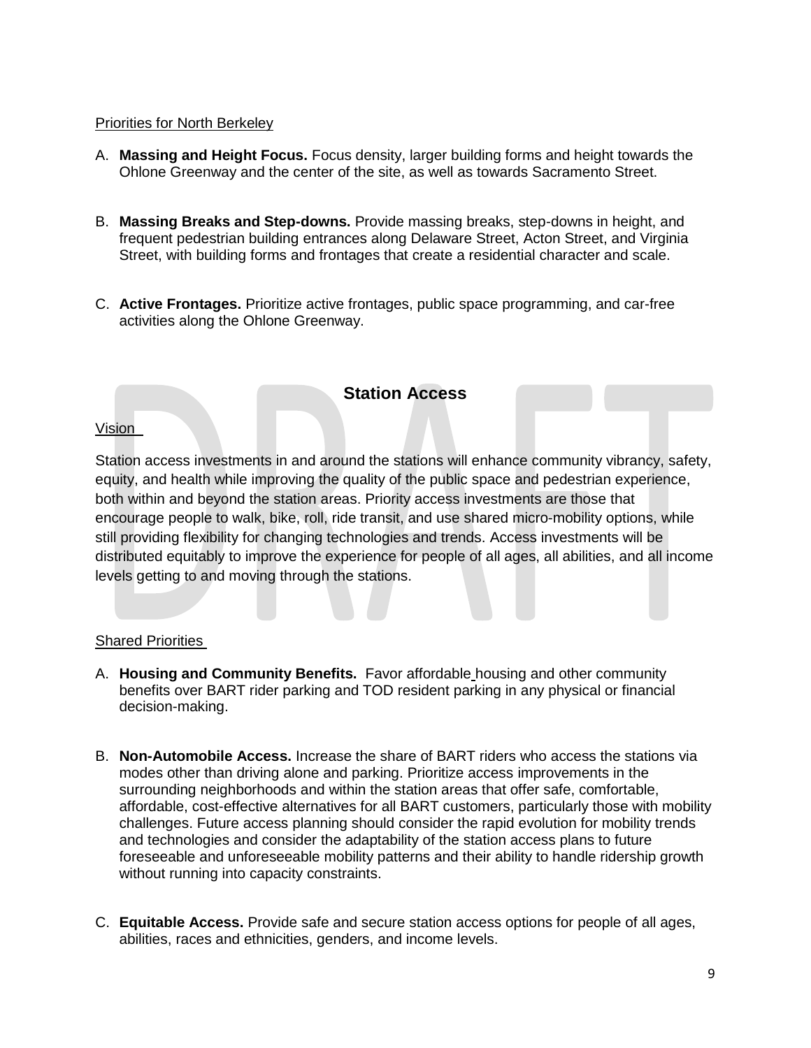Priorities for North Berkeley

A. **Massing and Height Focus.** Focus density, larger building forms and height towards the Ohlone Greenway and the center of the site, as well as towards Sacramento Street.

B. **Massing Breaks and Step-downs.** Provide massing breaks, step-downs in height, and frequent pedestrian building entrances along Delaware Street, Acton Street, and Virginia Street, with building forms and frontages that create a residential character and scale.

C. **Active Frontages.** Prioritize active frontages, public space programming, and car-free activities along the Ohlone Greenway.

## Station Access

Vision

Station access investments in and around the stations will enhance community vibrancy, safety, equity, and health while improving the quality of the public space and pedestrian experience, both within and beyond the station areas. Priority access investments are those that encourage people to walk, bike, roll, ride transit, and use shared micro-mobility options, while still providing flexibility for changing technologies and trends. Access investments will be distributed equitably to improve the experience for people of all ages, all abilities, and all income levels getting to and moving through the stations.

Shared Priorities

A. **Housing and Community Benefits.** Favor affordable housing and other community benefits over BART rider parking and TOD resident parking in any physical or financial decision-making.

B. **Non-Automobile Access.** Increase the share of BART riders who access the stations via modes other than driving alone and parking. Prioritize access improvements in the surrounding neighborhoods and within the station areas that offer safe, comfortable, affordable, cost-effective alternatives for all BART customers, particularly those with mobility challenges. Future access planning should consider the rapid evolution for mobility trends and technologies and consider the adaptability of the station access plans to future foreseeable and unforeseeable mobility patterns and their ability to handle ridership growth without running into capacity constraints.

C. **Equitable Access.** Provide safe and secure station access options for people of all ages, abilities, races and ethnicities, genders, and income levels.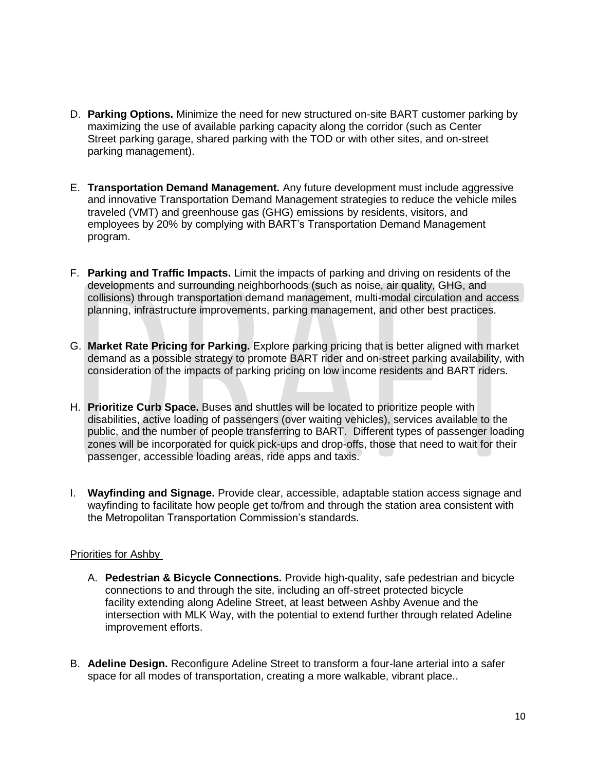D. **Parking Options.** Minimize the need for new structured on-site BART customer parking by maximizing the use of available parking capacity along the corridor (such as Center Street parking garage, shared parking with the TOD or with other sites, and on-street parking management).

E. **Transportation Demand Management.** Any future development must include aggressive and innovative Transportation Demand Management strategies to reduce the vehicle miles traveled (VMT) and greenhouse gas (GHG) emissions by residents, visitors, and employees by 20% by complying with BART's Transportation Demand Management program.

F. **Parking and Traffic Impacts.** Limit the impacts of parking and driving on residents of the developments and surrounding neighborhoods (such as noise, air quality, GHG, and collisions) through transportation demand management, multi-modal circulation and access planning, infrastructure improvements, parking management, and other best practices.

G. **Market Rate Pricing for Parking.** Explore parking pricing that is better aligned with market demand as a possible strategy to promote BART rider and on-street parking availability, with consideration of the impacts of parking pricing on low income residents and BART riders.

H. **Prioritize Curb Space.** Buses and shuttles will be located to prioritize people with disabilities, active loading of passengers (over waiting vehicles), services available to the public, and the number of people transferring to BART. Different types of passenger loading zones will be incorporated for quick pick-ups and drop-offs, those that need to wait for their passenger, accessible loading areas, ride apps and taxis.

I. **Wayfinding and Signage.** Provide clear, accessible, adaptable station access signage and wayfinding to facilitate how people get to/from and through the station area consistent with the Metropolitan Transportation Commission's standards.

<u>Priorities for Ashby</u>

A. **Pedestrian & Bicycle Connections.** Provide high-quality, safe pedestrian and bicycle connections to and through the site, including an off-street protected bicycle facility extending along Adeline Street, at least between Ashby Avenue and the intersection with MLK Way, with the potential to extend further through related Adeline improvement efforts.

B. **Adeline Design.** Reconfigure Adeline Street to transform a four-lane arterial into a safer space for all modes of transportation, creating a more walkable, vibrant place..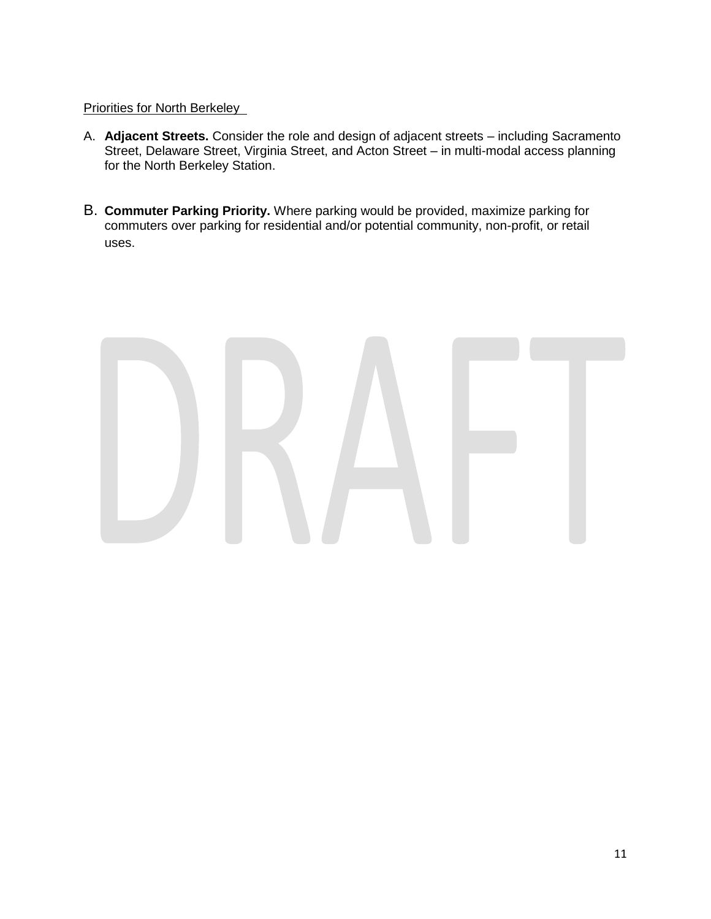Priorities for North Berkeley

A. **Adjacent Streets.** Consider the role and design of adjacent streets – including Sacramento Street, Delaware Street, Virginia Street, and Acton Street – in multi-modal access planning for the North Berkeley Station.

B. **Commuter Parking Priority.** Where parking would be provided, maximize parking for commuters over parking for residential and/or potential community, non-profit, or retail uses.

DRAFT